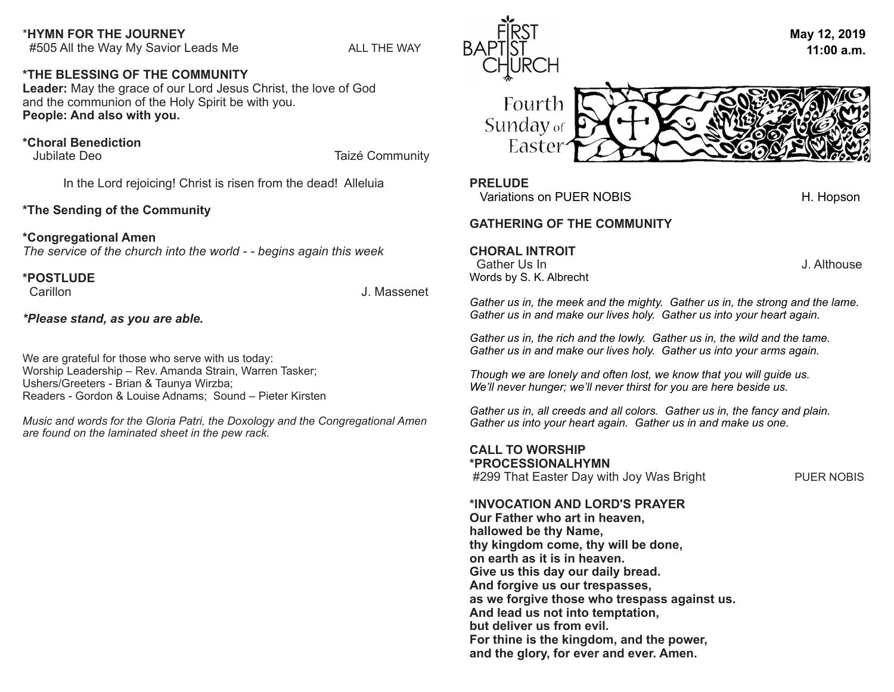**First Baptist Church**

**May 12, 2019**
**11:00 a.m.**

# Fourth Sunday of Easter

**PRELUDE**
Variations on PUER NOBIS — H. Hopson

**GATHERING OF THE COMMUNITY**

**CHORAL INTROIT**
Gather Us In — J. Althouse
Words by S. K. Albrecht

*Gather us in, the meek and the mighty. Gather us in, the strong and the lame.*
*Gather us in and make our lives holy. Gather us into your heart again.*

*Gather us in, the rich and the lowly. Gather us in, the wild and the tame.*
*Gather us in and make our lives holy. Gather us into your arms again.*

*Though we are lonely and often lost, we know that you will guide us.*
*We'll never hunger; we'll never thirst for you are here beside us.*

*Gather us in, all creeds and all colors. Gather us in, the fancy and plain.*
*Gather us into your heart again. Gather us in and make us one.*

**CALL TO WORSHIP**

**\*PROCESSIONALHYMN**
#299 That Easter Day with Joy Was Bright — PUER NOBIS

**\*INVOCATION AND LORD'S PRAYER**
**Our Father who art in heaven,**
**hallowed be thy Name,**
**thy kingdom come, thy will be done,**
**on earth as it is in heaven.**
**Give us this day our daily bread.**
**And forgive us our trespasses,**
**as we forgive those who trespass against us.**
**And lead us not into temptation,**
**but deliver us from evil.**
**For thine is the kingdom, and the power,**
**and the glory, for ever and ever. Amen.**

\***HYMN FOR THE JOURNEY**
#505 All the Way My Savior Leads Me — ALL THE WAY

**\*THE BLESSING OF THE COMMUNITY**
**Leader:** May the grace of our Lord Jesus Christ, the love of God and the communion of the Holy Spirit be with you.
**People: And also with you.**

**\*Choral Benediction**
Jubilate Deo — Taizé Community

In the Lord rejoicing! Christ is risen from the dead! Alleluia

**\*The Sending of the Community**

**\*Congregational Amen**
*The service of the church into the world - - begins again this week*

**\*POSTLUDE**
Carillon — J. Massenet

***Please stand, as you are able.***

We are grateful for those who serve with us today:
Worship Leadership – Rev. Amanda Strain, Warren Tasker;
Ushers/Greeters - Brian & Taunya Wirzba;
Readers - Gordon & Louise Adnams; Sound – Pieter Kirsten

*Music and words for the Gloria Patri, the Doxology and the Congregational Amen are found on the laminated sheet in the pew rack.*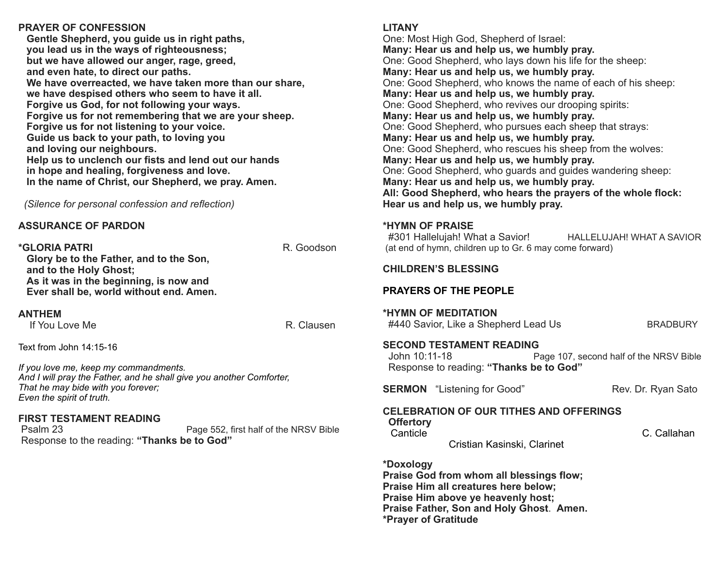## PRAYER OF CONFESSION

**Gentle Shepherd, you guide us in right paths,**
**you lead us in the ways of righteousness;**
**but we have allowed our anger, rage, greed,**
**and even hate, to direct our paths.**
**We have overreacted, we have taken more than our share,**
**we have despised others who seem to have it all.**
**Forgive us God, for not following your ways.**
**Forgive us for not remembering that we are your sheep.**
**Forgive us for not listening to your voice.**
**Guide us back to your path, to loving you**
**and loving our neighbours.**
**Help us to unclench our fists and lend out our hands**
**in hope and healing, forgiveness and love.**
**In the name of Christ, our Shepherd, we pray. Amen.**

*(Silence for personal confession and reflection)*

## ASSURANCE OF PARDON

## *GLORIA PATRI — R. Goodson

**Glory be to the Father, and to the Son,**
**and to the Holy Ghost;**
**As it was in the beginning, is now and**
**Ever shall be, world without end. Amen.**

## ANTHEM

If You Love Me — R. Clausen

Text from John 14:15-16

*If you love me, keep my commandments.*
*And I will pray the Father, and he shall give you another Comforter,*
*That he may bide with you forever;*
*Even the spirit of truth.*

## FIRST TESTAMENT READING

Psalm 23 — Page 552, first half of the NRSV Bible
Response to the reading: **"Thanks be to God"**

## LITANY

One: Most High God, Shepherd of Israel:
**Many: Hear us and help us, we humbly pray.**
One: Good Shepherd, who lays down his life for the sheep:
**Many: Hear us and help us, we humbly pray.**
One: Good Shepherd, who knows the name of each of his sheep:
**Many: Hear us and help us, we humbly pray.**
One: Good Shepherd, who revives our drooping spirits:
**Many: Hear us and help us, we humbly pray.**
One: Good Shepherd, who pursues each sheep that strays:
**Many: Hear us and help us, we humbly pray.**
One: Good Shepherd, who rescues his sheep from the wolves:
**Many: Hear us and help us, we humbly pray.**
One: Good Shepherd, who guards and guides wandering sheep:
**Many: Hear us and help us, we humbly pray.**
**All: Good Shepherd, who hears the prayers of the whole flock:**
**Hear us and help us, we humbly pray.**

## *HYMN OF PRAISE

#301 Hallelujah! What a Savior! — HALLELUJAH! WHAT A SAVIOR
(at end of hymn, children up to Gr. 6 may come forward)

## CHILDREN'S BLESSING

## PRAYERS OF THE PEOPLE

## *HYMN OF MEDITATION

#440 Savior, Like a Shepherd Lead Us — BRADBURY

## SECOND TESTAMENT READING

John 10:11-18 — Page 107, second half of the NRSV Bible
Response to reading: **"Thanks be to God"**

**SERMON** "Listening for Good" — Rev. Dr. Ryan Sato

## CELEBRATION OF OUR TITHES AND OFFERINGS

**Offertory**
Canticle — C. Callahan
Cristian Kasinski, Clarinet

**\*Doxology**
**Praise God from whom all blessings flow;**
**Praise Him all creatures here below;**
**Praise Him above ye heavenly host;**
**Praise Father, Son and Holy Ghost. Amen.**
**\*Prayer of Gratitude**